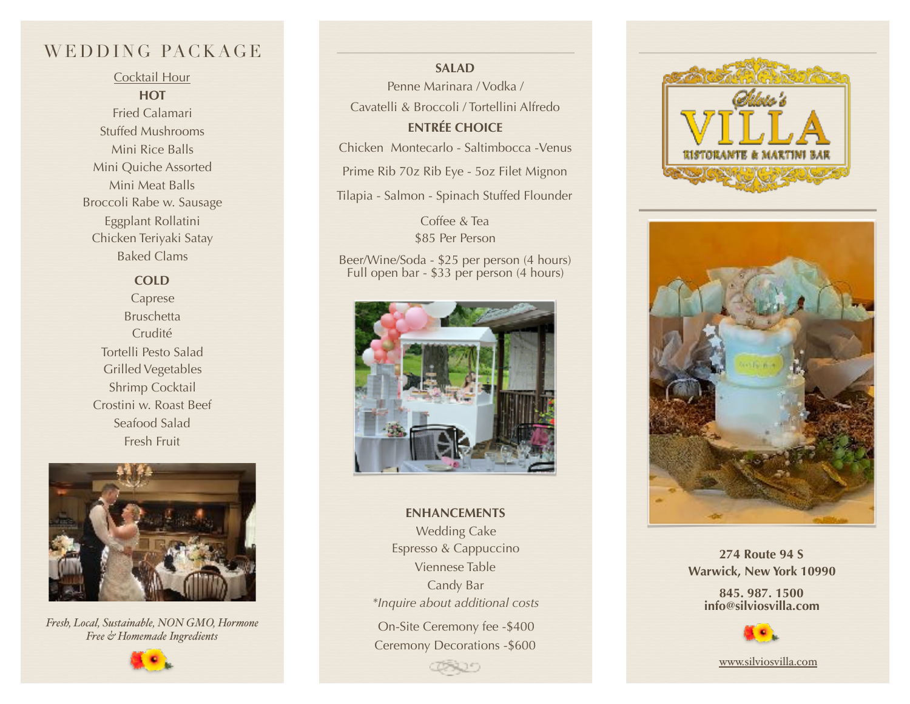# WEDDING PACKAGE

Cocktail Hour

**HOT**

Fried Calamari
Stuffed Mushrooms
Mini Rice Balls
Mini Quiche Assorted
Mini Meat Balls
Broccoli Rabe w. Sausage
Eggplant Rollatini
Chicken Teriyaki Satay
Baked Clams

**COLD**

Caprese
Bruschetta
Crudité
Tortelli Pesto Salad
Grilled Vegetables
Shrimp Cocktail
Crostini w. Roast Beef
Seafood Salad
Fresh Fruit

*Fresh, Local, Sustainable, NON GMO, Hormone Free & Homemade Ingredients*

**SALAD**

Penne Marinara / Vodka /
Cavatelli & Broccoli / Tortellini Alfredo

**ENTRÉE CHOICE**

Chicken Montecarlo - Saltimbocca -Venus
Prime Rib 7oz Rib Eye - 5oz Filet Mignon
Tilapia - Salmon - Spinach Stuffed Flounder

Coffee & Tea
$85 Per Person

Beer/Wine/Soda - $25 per person (4 hours)
Full open bar - $33 per person (4 hours)

**ENHANCEMENTS**

Wedding Cake
Espresso & Cappuccino
Viennese Table
Candy Bar
*\*Inquire about additional costs*

On-Site Ceremony fee -$400
Ceremony Decorations -$600

Silvio's VILLA
RISTORANTE & MARTINI BAR

**274 Route 94 S**
**Warwick, New York 10990**

**845. 987. 1500**
**info@silviosvilla.com**

www.silviosvilla.com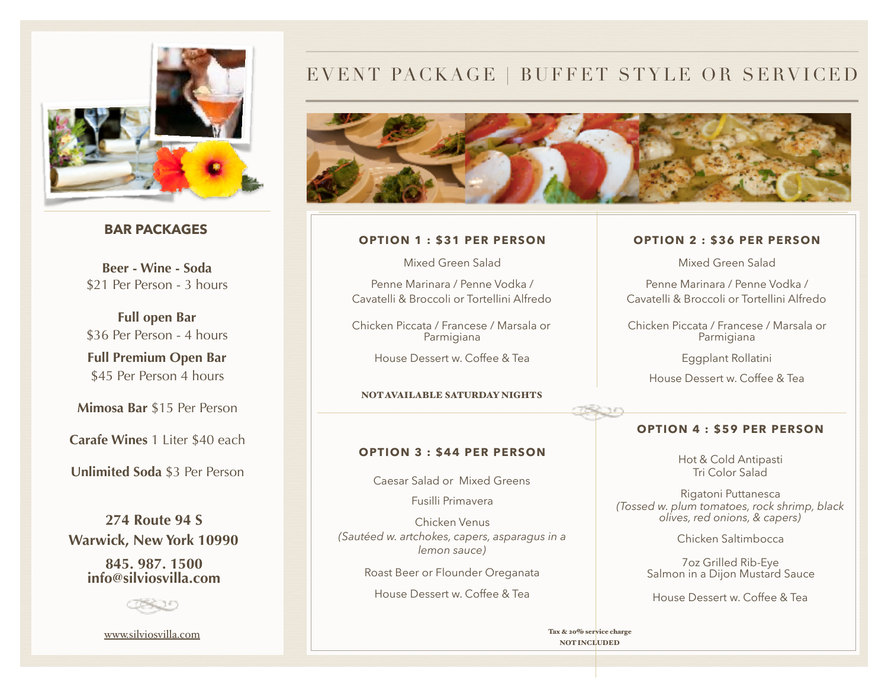## BAR PACKAGES

**Beer - Wine - Soda**
$21 Per Person - 3 hours

**Full open Bar**
$36 Per Person - 4 hours

**Full Premium Open Bar**
$45 Per Person 4 hours

**Mimosa Bar** $15 Per Person

**Carafe Wines** 1 Liter $40 each

**Unlimited Soda** $3 Per Person

**274 Route 94 S**
**Warwick, New York 10990**

**845. 987. 1500**
**info@silviosvilla.com**

www.silviosvilla.com

# EVENT PACKAGE | BUFFET STYLE OR SERVICED

### OPTION 1 : $31 PER PERSON

Mixed Green Salad

Penne Marinara / Penne Vodka / Cavatelli & Broccoli or Tortellini Alfredo

Chicken Piccata / Francese / Marsala or Parmigiana

House Dessert w. Coffee & Tea

**NOT AVAILABLE SATURDAY NIGHTS**

### OPTION 2 : $36 PER PERSON

Mixed Green Salad

Penne Marinara / Penne Vodka / Cavatelli & Broccoli or Tortellini Alfredo

Chicken Piccata / Francese / Marsala or Parmigiana

Eggplant Rollatini

House Dessert w. Coffee & Tea

### OPTION 3 : $44 PER PERSON

Caesar Salad or Mixed Greens

Fusilli Primavera

Chicken Venus
*(Sautéed w. artchokes, capers, asparagus in a lemon sauce)*

Roast Beer or Flounder Oreganata

House Dessert w. Coffee & Tea

### OPTION 4 : $59 PER PERSON

Hot & Cold Antipasti
Tri Color Salad

Rigatoni Puttanesca
*(Tossed w. plum tomatoes, rock shrimp, black olives, red onions, & capers)*

Chicken Saltimbocca

7oz Grilled Rib-Eye
Salmon in a Dijon Mustard Sauce

House Dessert w. Coffee & Tea

Tax & 20% service charge
NOT INCLUDED